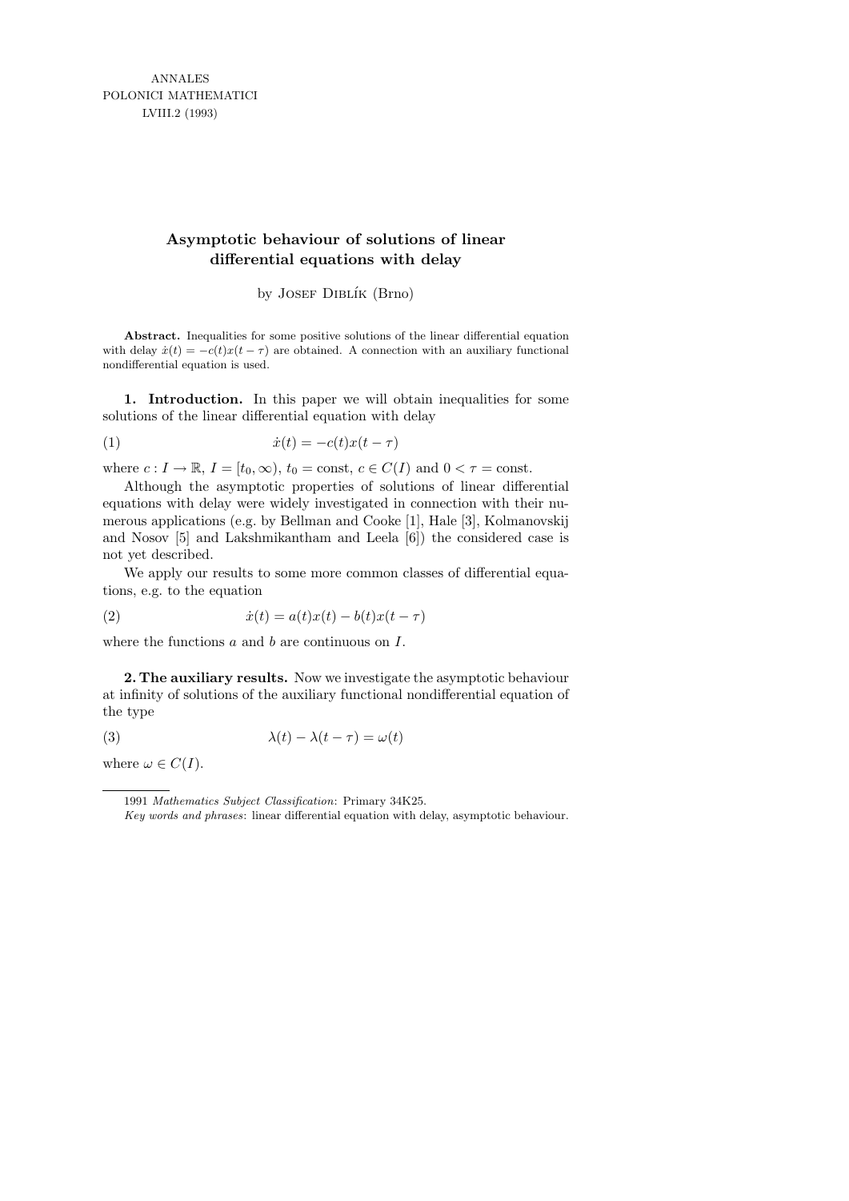# Asymptotic behaviour of solutions of linear differential equations with delay

by Josef Diblík (Brno)

**Abstract.** Inequalities for some positive solutions of the linear differential equation with delay $\dot{x}(t) = -c(t)x(t-\tau)$ are obtained. A connection with an auxiliary functional nondifferential equation is used.

**1. Introduction.** In this paper we will obtain inequalities for some solutions of the linear differential equation with delay

$$\dot{x}(t) = -c(t)x(t-\tau) \tag{1}$$

where $c : I \to \mathbb{R}$, $I = [t_0, \infty)$, $t_0 = \text{const}$, $c \in C(I)$ and $0 < \tau = \text{const}$.

Although the asymptotic properties of solutions of linear differential equations with delay were widely investigated in connection with their numerous applications (e.g. by Bellman and Cooke [1], Hale [3], Kolmanovskij and Nosov [5] and Lakshmikantham and Leela [6]) the considered case is not yet described.

We apply our results to some more common classes of differential equations, e.g. to the equation

$$\dot{x}(t) = a(t)x(t) - b(t)x(t-\tau) \tag{2}$$

where the functions $a$ and $b$ are continuous on $I$.

**2. The auxiliary results.** Now we investigate the asymptotic behaviour at infinity of solutions of the auxiliary functional nondifferential equation of the type

$$\lambda(t) - \lambda(t-\tau) = \omega(t) \tag{3}$$

where $\omega \in C(I)$.

---

1991 *Mathematics Subject Classification*: Primary 34K25.

*Key words and phrases*: linear differential equation with delay, asymptotic behaviour.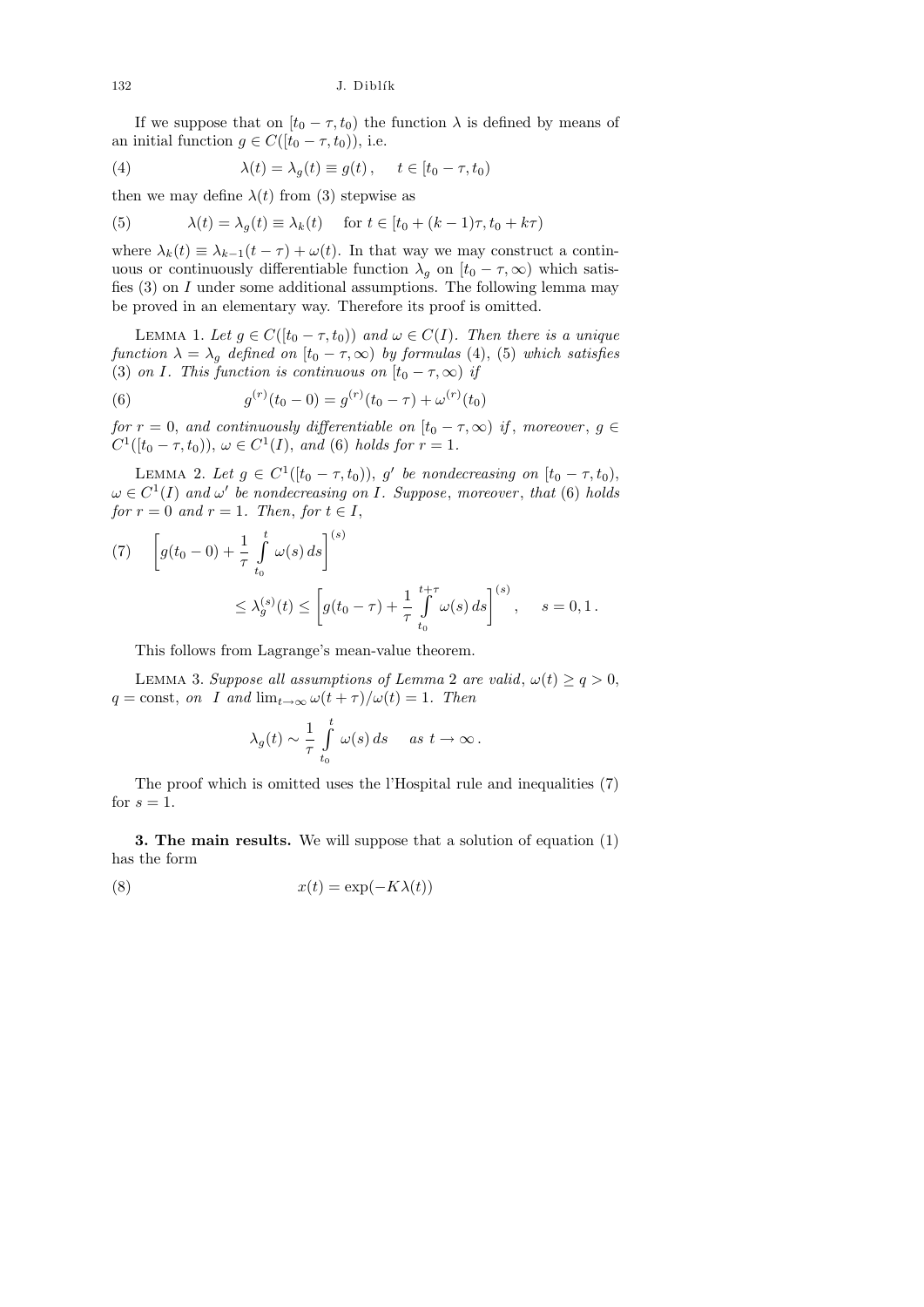If we suppose that on $[t_0 - \tau, t_0)$ the function $\lambda$ is defined by means of an initial function $g \in C([t_0 - \tau, t_0))$, i.e.

$$\lambda(t) = \lambda_g(t) \equiv g(t), \quad t \in [t_0 - \tau, t_0) \tag{4}$$

then we may define $\lambda(t)$ from (3) stepwise as

$$\lambda(t) = \lambda_g(t) \equiv \lambda_k(t) \quad \text{for } t \in [t_0 + (k-1)\tau, t_0 + k\tau) \tag{5}$$

where $\lambda_k(t) \equiv \lambda_{k-1}(t - \tau) + \omega(t)$. In that way we may construct a continuous or continuously differentiable function $\lambda_g$ on $[t_0 - \tau, \infty)$ which satisfies (3) on $I$ under some additional assumptions. The following lemma may be proved in an elementary way. Therefore its proof is omitted.

Lemma 1. *Let $g \in C([t_0 - \tau, t_0))$ and $\omega \in C(I)$. Then there is a unique function $\lambda = \lambda_g$ defined on $[t_0 - \tau, \infty)$ by formulas* (4), (5) *which satisfies* (3) *on $I$. This function is continuous on $[t_0 - \tau, \infty)$ if*

$$g^{(r)}(t_0 - 0) = g^{(r)}(t_0 - \tau) + \omega^{(r)}(t_0) \tag{6}$$

*for $r = 0$, and continuously differentiable on $[t_0 - \tau, \infty)$ if, moreover, $g \in C^1([t_0 - \tau, t_0))$, $\omega \in C^1(I)$, and* (6) *holds for $r = 1$.*

Lemma 2. *Let $g \in C^1([t_0 - \tau, t_0))$, $g'$ be nondecreasing on $[t_0 - \tau, t_0)$, $\omega \in C^1(I)$ and $\omega'$ be nondecreasing on $I$. Suppose, moreover, that* (6) *holds for $r = 0$ and $r = 1$. Then, for $t \in I$,*

$$\left[g(t_0 - 0) + \frac{1}{\tau}\int_{t_0}^{t} \omega(s)\, ds\right]^{(s)} \le \lambda_g^{(s)}(t) \le \left[g(t_0 - \tau) + \frac{1}{\tau}\int_{t_0}^{t+\tau} \omega(s)\, ds\right]^{(s)}, \quad s = 0, 1. \tag{7}$$

This follows from Lagrange's mean-value theorem.

Lemma 3. *Suppose all assumptions of Lemma* 2 *are valid*, $\omega(t) \ge q > 0$, $q = \text{const}$, *on $I$ and $\lim_{t\to\infty} \omega(t + \tau)/\omega(t) = 1$. Then*

$$\lambda_g(t) \sim \frac{1}{\tau}\int_{t_0}^{t} \omega(s)\, ds \quad \text{as } t \to \infty.$$

The proof which is omitted uses the l'Hospital rule and inequalities (7) for $s = 1$.

**3. The main results.** We will suppose that a solution of equation (1) has the form

$$x(t) = \exp(-K\lambda(t)) \tag{8}$$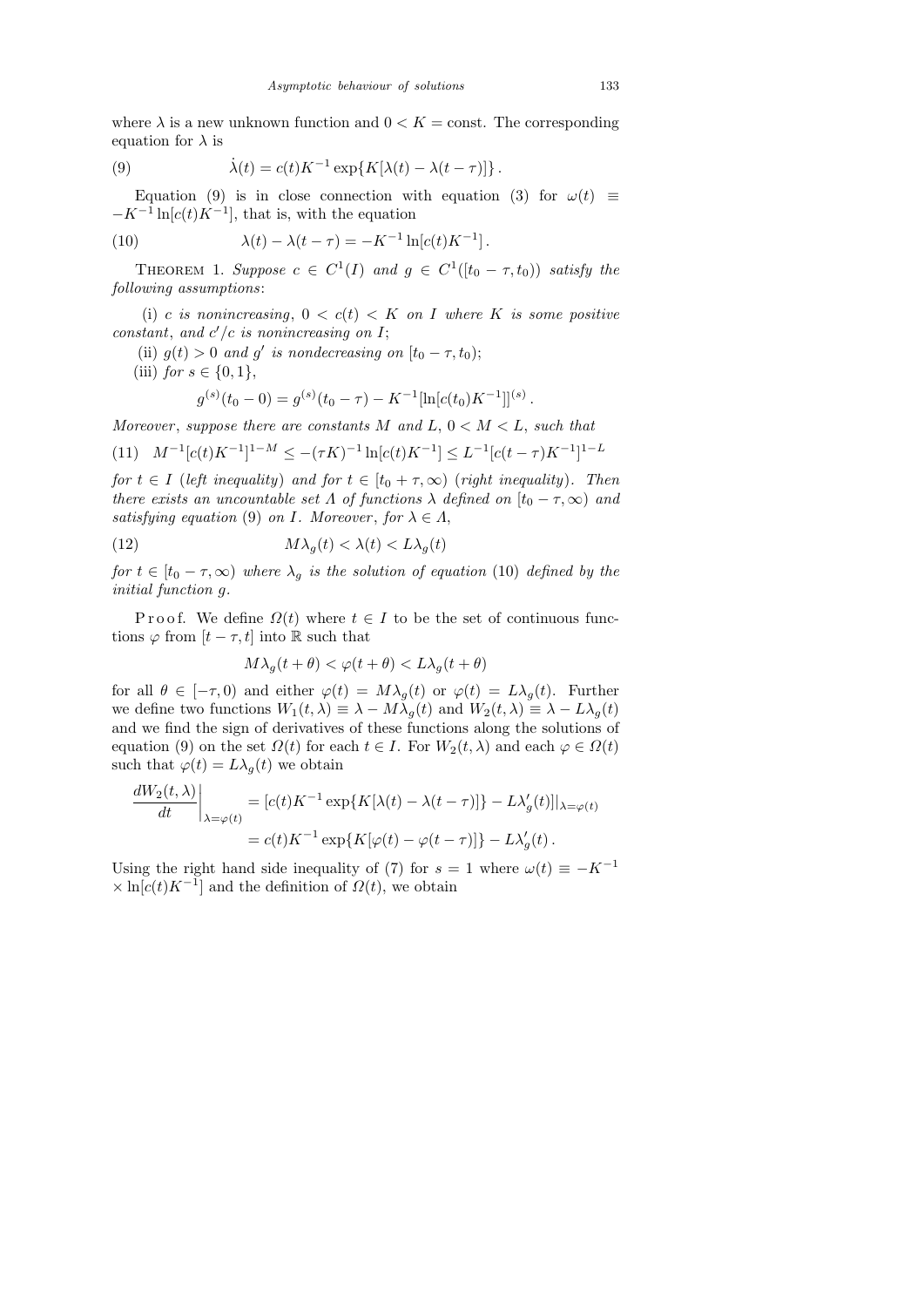where $\lambda$ is a new unknown function and $0 < K = \text{const}$. The corresponding equation for $\lambda$ is

$$\dot{\lambda}(t) = c(t)K^{-1} \exp\{K[\lambda(t) - \lambda(t-\tau)]\}\,. \tag{9}$$

Equation (9) is in close connection with equation (3) for $\omega(t) \equiv -K^{-1} \ln[c(t)K^{-1}]$, that is, with the equation

$$\lambda(t) - \lambda(t-\tau) = -K^{-1} \ln[c(t)K^{-1}]\,. \tag{10}$$

Theorem 1. *Suppose $c \in C^1(I)$ and $g \in C^1([t_0 - \tau, t_0))$ satisfy the following assumptions*:

(i) *$c$ is nonincreasing, $0 < c(t) < K$ on $I$ where $K$ is some positive constant, and $c'/c$ is nonincreasing on $I$*;

(ii) *$g(t) > 0$ and $g'$ is nondecreasing on $[t_0 - \tau, t_0)$*;

(iii) *for $s \in \{0, 1\}$,*

$$g^{(s)}(t_0 - 0) = g^{(s)}(t_0 - \tau) - K^{-1}[\ln[c(t_0)K^{-1}]]^{(s)}\,.$$

*Moreover, suppose there are constants $M$ and $L$, $0 < M < L$, such that*

$$M^{-1}[c(t)K^{-1}]^{1-M} \leq -(\tau K)^{-1} \ln[c(t)K^{-1}] \leq L^{-1}[c(t-\tau)K^{-1}]^{1-L} \tag{11}$$

*for $t \in I$ (left inequality) and for $t \in [t_0 + \tau, \infty)$ (right inequality). Then there exists an uncountable set $\Lambda$ of functions $\lambda$ defined on $[t_0 - \tau, \infty)$ and satisfying equation (9) on $I$. Moreover, for $\lambda \in \Lambda$,*

$$M\lambda_g(t) < \lambda(t) < L\lambda_g(t) \tag{12}$$

*for $t \in [t_0 - \tau, \infty)$ where $\lambda_g$ is the solution of equation (10) defined by the initial function $g$.*

Proof. We define $\Omega(t)$ where $t \in I$ to be the set of continuous functions $\varphi$ from $[t - \tau, t]$ into $\mathbb{R}$ such that

$$M\lambda_g(t + \theta) < \varphi(t + \theta) < L\lambda_g(t + \theta)$$

for all $\theta \in [-\tau, 0)$ and either $\varphi(t) = M\lambda_g(t)$ or $\varphi(t) = L\lambda_g(t)$. Further we define two functions $W_1(t, \lambda) \equiv \lambda - M\lambda_g(t)$ and $W_2(t, \lambda) \equiv \lambda - L\lambda_g(t)$ and we find the sign of derivatives of these functions along the solutions of equation (9) on the set $\Omega(t)$ for each $t \in I$. For $W_2(t, \lambda)$ and each $\varphi \in \Omega(t)$ such that $\varphi(t) = L\lambda_g(t)$ we obtain

$$\begin{aligned} \frac{dW_2(t,\lambda)}{dt}\bigg|_{\lambda=\varphi(t)} &= [c(t)K^{-1} \exp\{K[\lambda(t) - \lambda(t-\tau)]\} - L\lambda_g'(t)]|_{\lambda=\varphi(t)} \\ &= c(t)K^{-1} \exp\{K[\varphi(t) - \varphi(t-\tau)]\} - L\lambda_g'(t)\,. \end{aligned}$$

Using the right hand side inequality of (7) for $s = 1$ where $\omega(t) \equiv -K^{-1} \times \ln[c(t)K^{-1}]$ and the definition of $\Omega(t)$, we obtain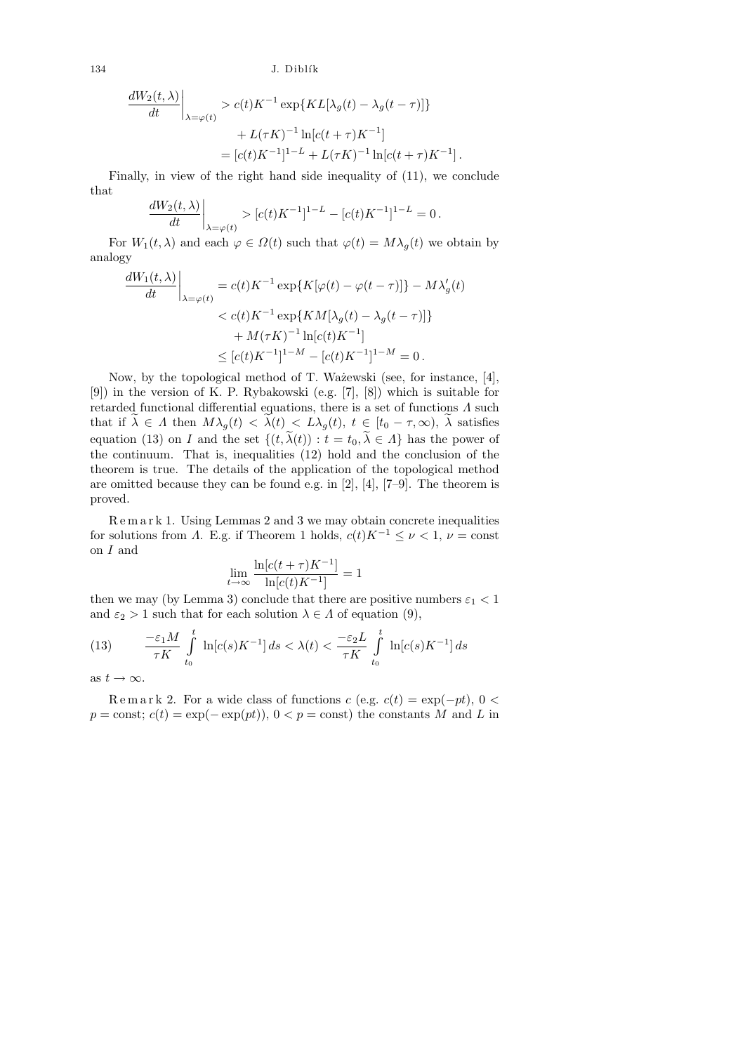$$
\left.\frac{dW_2(t,\lambda)}{dt}\right|_{\lambda=\varphi(t)} > c(t)K^{-1}\exp\{KL[\lambda_g(t)-\lambda_g(t-\tau)]\}
$$

$$
+ L(\tau K)^{-1}\ln[c(t+\tau)K^{-1}]
$$

$$
= [c(t)K^{-1}]^{1-L} + L(\tau K)^{-1}\ln[c(t+\tau)K^{-1}]\,.
$$

Finally, in view of the right hand side inequality of (11), we conclude that

$$
\left.\frac{dW_2(t,\lambda)}{dt}\right|_{\lambda=\varphi(t)} > [c(t)K^{-1}]^{1-L} - [c(t)K^{-1}]^{1-L} = 0\,.
$$

For $W_1(t,\lambda)$ and each $\varphi \in \Omega(t)$ such that $\varphi(t) = M\lambda_g(t)$ we obtain by analogy

$$
\left.\frac{dW_1(t,\lambda)}{dt}\right|_{\lambda=\varphi(t)} = c(t)K^{-1}\exp\{K[\varphi(t)-\varphi(t-\tau)]\} - M\lambda_g'(t)
$$

$$
< c(t)K^{-1}\exp\{KM[\lambda_g(t)-\lambda_g(t-\tau)]\}
$$

$$
+ M(\tau K)^{-1}\ln[c(t)K^{-1}]
$$

$$
\le [c(t)K^{-1}]^{1-M} - [c(t)K^{-1}]^{1-M} = 0\,.
$$

Now, by the topological method of T. Ważewski (see, for instance, [4], [9]) in the version of K. P. Rybakowski (e.g. [7], [8]) which is suitable for retarded functional differential equations, there is a set of functions $\Lambda$ such that if $\widetilde{\lambda} \in \Lambda$ then $M\lambda_g(t) < \widetilde{\lambda}(t) < L\lambda_g(t)$, $t \in [t_0-\tau,\infty)$, $\widetilde{\lambda}$ satisfies equation (13) on $I$ and the set $\{(t,\widetilde{\lambda}(t)) : t = t_0, \widetilde{\lambda} \in \Lambda\}$ has the power of the continuum. That is, inequalities (12) hold and the conclusion of the theorem is true. The details of the application of the topological method are omitted because they can be found e.g. in [2], [4], [7–9]. The theorem is proved.

Remark 1. Using Lemmas 2 and 3 we may obtain concrete inequalities for solutions from $\Lambda$. E.g. if Theorem 1 holds, $c(t)K^{-1} \le \nu < 1$, $\nu = \text{const}$ on $I$ and

$$
\lim_{t\to\infty}\frac{\ln[c(t+\tau)K^{-1}]}{\ln[c(t)K^{-1}]} = 1
$$

then we may (by Lemma 3) conclude that there are positive numbers $\varepsilon_1 < 1$ and $\varepsilon_2 > 1$ such that for each solution $\lambda \in \Lambda$ of equation (9),

$$
\frac{-\varepsilon_1 M}{\tau K}\int_{t_0}^{t}\ln[c(s)K^{-1}]\,ds < \lambda(t) < \frac{-\varepsilon_2 L}{\tau K}\int_{t_0}^{t}\ln[c(s)K^{-1}]\,ds \tag{13}
$$

as $t \to \infty$.

Remark 2. For a wide class of functions $c$ (e.g. $c(t) = \exp(-pt)$, $0 < p = \text{const}$; $c(t) = \exp(-\exp(pt))$, $0 < p = \text{const}$) the constants $M$ and $L$ in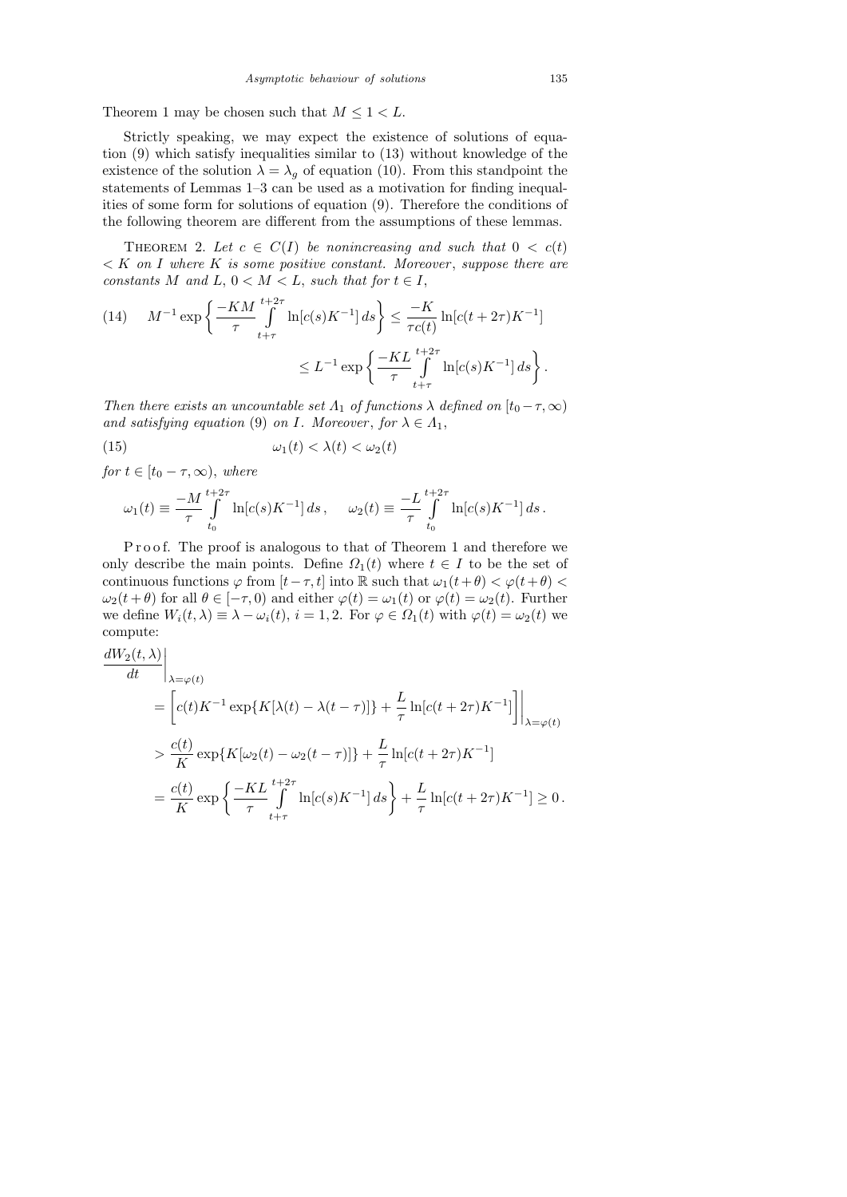Theorem 1 may be chosen such that $M \le 1 < L$.

Strictly speaking, we may expect the existence of solutions of equation (9) which satisfy inequalities similar to (13) without knowledge of the existence of the solution $\lambda = \lambda_g$ of equation (10). From this standpoint the statements of Lemmas 1–3 can be used as a motivation for finding inequalities of some form for solutions of equation (9). Therefore the conditions of the following theorem are different from the assumptions of these lemmas.

THEOREM 2. *Let $c \in C(I)$ be nonincreasing and such that $0 < c(t) < K$ on $I$ where $K$ is some positive constant. Moreover, suppose there are constants $M$ and $L$, $0 < M < L$, such that for $t \in I$,*

$$M^{-1} \exp\left\{ \frac{-KM}{\tau} \int_{t+\tau}^{t+2\tau} \ln[c(s)K^{-1}]\, ds \right\} \le \frac{-K}{\tau c(t)} \ln[c(t+2\tau)K^{-1}] \le L^{-1} \exp\left\{ \frac{-KL}{\tau} \int_{t+\tau}^{t+2\tau} \ln[c(s)K^{-1}]\, ds \right\}. \tag{14}$$

*Then there exists an uncountable set $\Lambda_1$ of functions $\lambda$ defined on $[t_0 - \tau, \infty)$ and satisfying equation (9) on $I$. Moreover, for $\lambda \in \Lambda_1$,*

$$\omega_1(t) < \lambda(t) < \omega_2(t) \tag{15}$$

*for $t \in [t_0 - \tau, \infty)$, where*

$$\omega_1(t) \equiv \frac{-M}{\tau} \int_{t_0}^{t+2\tau} \ln[c(s)K^{-1}]\, ds\,, \qquad \omega_2(t) \equiv \frac{-L}{\tau} \int_{t_0}^{t+2\tau} \ln[c(s)K^{-1}]\, ds\,.$$

Proof. The proof is analogous to that of Theorem 1 and therefore we only describe the main points. Define $\Omega_1(t)$ where $t \in I$ to be the set of continuous functions $\varphi$ from $[t - \tau, t]$ into $\mathbb{R}$ such that $\omega_1(t+\theta) < \varphi(t+\theta) < \omega_2(t+\theta)$ for all $\theta \in [-\tau, 0)$ and either $\varphi(t) = \omega_1(t)$ or $\varphi(t) = \omega_2(t)$. Further we define $W_i(t, \lambda) \equiv \lambda - \omega_i(t)$, $i = 1, 2$. For $\varphi \in \Omega_1(t)$ with $\varphi(t) = \omega_2(t)$ we compute:

$$\begin{aligned}
\frac{dW_2(t,\lambda)}{dt}\bigg|_{\lambda=\varphi(t)} &= \left[ c(t)K^{-1} \exp\{K[\lambda(t) - \lambda(t-\tau)]\} + \frac{L}{\tau} \ln[c(t+2\tau)K^{-1}] \right]\bigg|_{\lambda=\varphi(t)} \\
&> \frac{c(t)}{K} \exp\{K[\omega_2(t) - \omega_2(t-\tau)]\} + \frac{L}{\tau} \ln[c(t+2\tau)K^{-1}] \\
&= \frac{c(t)}{K} \exp\left\{ \frac{-KL}{\tau} \int_{t+\tau}^{t+2\tau} \ln[c(s)K^{-1}]\, ds \right\} + \frac{L}{\tau} \ln[c(t+2\tau)K^{-1}] \ge 0\,.
\end{aligned}$$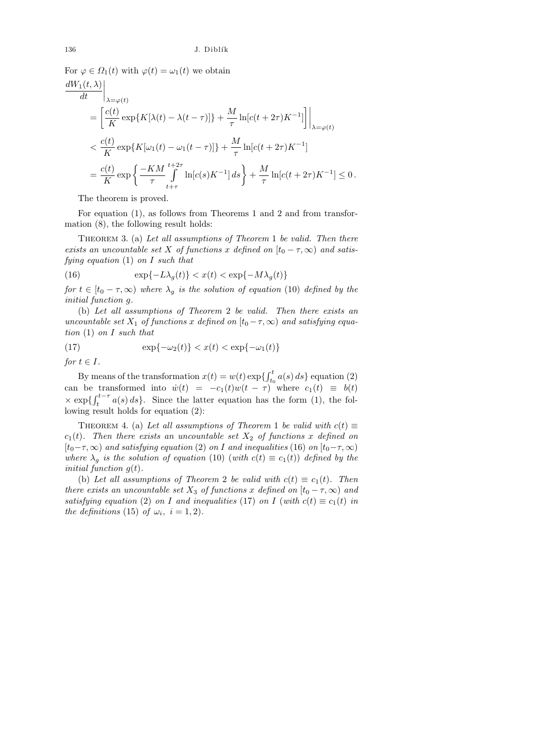For $\varphi \in \Omega_1(t)$ with $\varphi(t) = \omega_1(t)$ we obtain

$$
\begin{aligned}
\frac{dW_1(t,\lambda)}{dt}\bigg|_{\lambda=\varphi(t)}
&= \left[\frac{c(t)}{K}\exp\{K[\lambda(t)-\lambda(t-\tau)]\} + \frac{M}{\tau}\ln[c(t+2\tau)K^{-1}]\right]\bigg|_{\lambda=\varphi(t)} \\
&< \frac{c(t)}{K}\exp\{K[\omega_1(t)-\omega_1(t-\tau)]\} + \frac{M}{\tau}\ln[c(t+2\tau)K^{-1}] \\
&= \frac{c(t)}{K}\exp\left\{\frac{-KM}{\tau}\int\limits_{t+\tau}^{t+2\tau}\ln[c(s)K^{-1}]\,ds\right\} + \frac{M}{\tau}\ln[c(t+2\tau)K^{-1}] \le 0\,.
\end{aligned}
$$

The theorem is proved.

For equation (1), as follows from Theorems 1 and 2 and from transformation (8), the following result holds:

THEOREM 3. (a) *Let all assumptions of Theorem* 1 *be valid. Then there exists an uncountable set $X$ of functions $x$ defined on $[t_0-\tau,\infty)$ and satisfying equation* (1) *on $I$ such that*

$$
\exp\{-L\lambda_g(t)\} < x(t) < \exp\{-M\lambda_g(t)\} \tag{16}
$$

*for $t \in [t_0-\tau,\infty)$ where $\lambda_g$ is the solution of equation* (10) *defined by the initial function $g$.*

(b) *Let all assumptions of Theorem* 2 *be valid. Then there exists an uncountable set $X_1$ of functions $x$ defined on $[t_0-\tau,\infty)$ and satisfying equation* (1) *on $I$ such that*

$$
\exp\{-\omega_2(t)\} < x(t) < \exp\{-\omega_1(t)\} \tag{17}
$$

*for $t \in I$.*

By means of the transformation $x(t) = w(t)\exp\{\int_{t_0}^{t} a(s)\,ds\}$ equation (2) can be transformed into $\dot{w}(t) = -c_1(t)w(t-\tau)$ where $c_1(t) \equiv b(t) \times \exp\{\int_{t}^{t-\tau} a(s)\,ds\}$. Since the latter equation has the form (1), the following result holds for equation (2):

THEOREM 4. (a) *Let all assumptions of Theorem* 1 *be valid with $c(t) \equiv c_1(t)$. Then there exists an uncountable set $X_2$ of functions $x$ defined on $[t_0-\tau,\infty)$ and satisfying equation* (2) *on $I$ and inequalities* (16) *on $[t_0-\tau,\infty)$ where $\lambda_g$ is the solution of equation* (10) (*with $c(t) \equiv c_1(t)$*) *defined by the initial function $g(t)$.*

(b) *Let all assumptions of Theorem* 2 *be valid with $c(t) \equiv c_1(t)$. Then there exists an uncountable set $X_3$ of functions $x$ defined on $[t_0-\tau,\infty)$ and satisfying equation* (2) *on $I$ and inequalities* (17) *on $I$* (*with $c(t) \equiv c_1(t)$ in the definitions* (15) *of $\omega_i$, $i = 1, 2$*).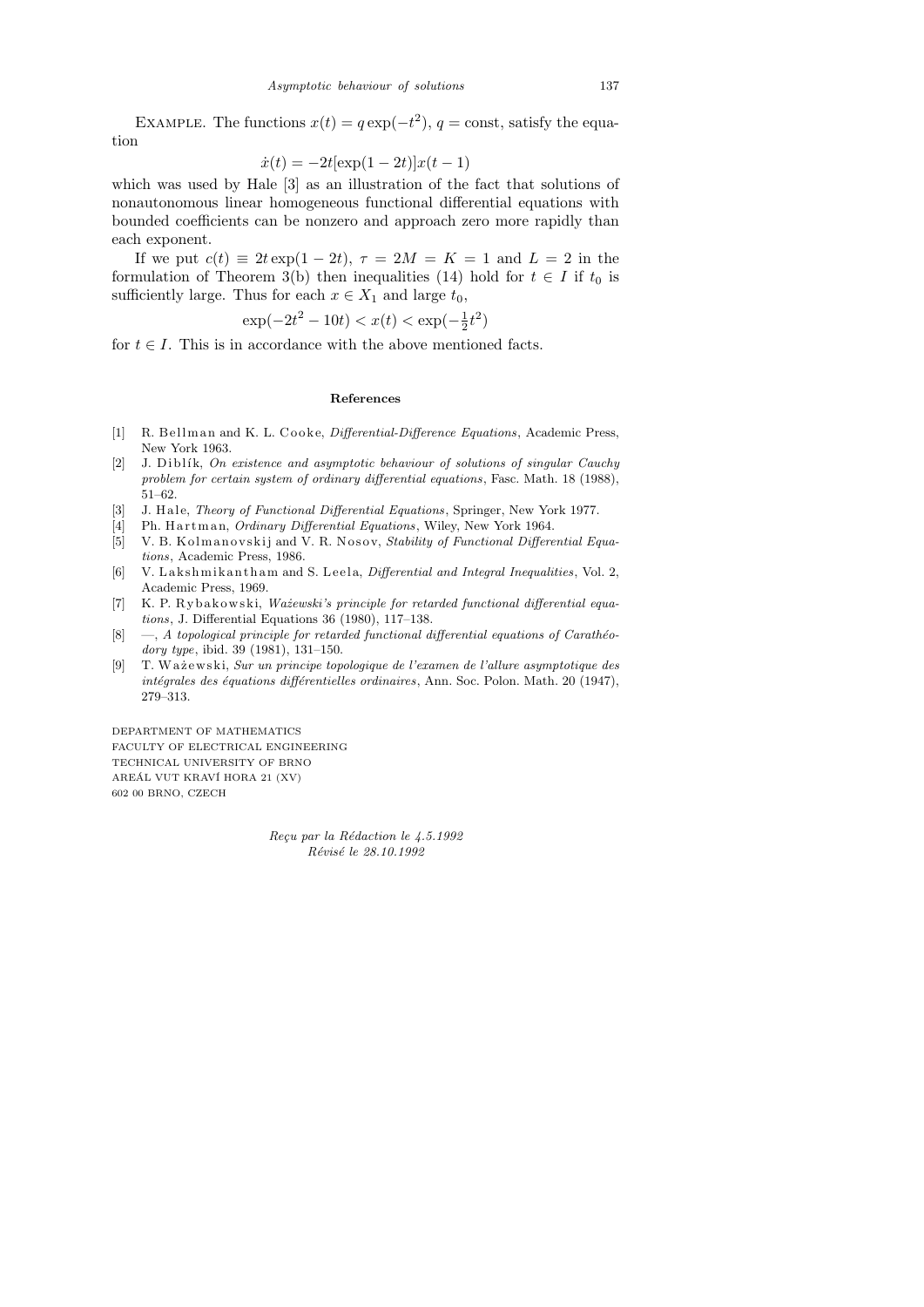Example. The functions $x(t) = q\exp(-t^2)$, $q = \text{const}$, satisfy the equation

$$\dot{x}(t) = -2t[\exp(1-2t)]x(t-1)$$

which was used by Hale [3] as an illustration of the fact that solutions of nonautonomous linear homogeneous functional differential equations with bounded coefficients can be nonzero and approach zero more rapidly than each exponent.

If we put $c(t) \equiv 2t\exp(1-2t)$, $\tau = 2M = K = 1$ and $L = 2$ in the formulation of Theorem 3(b) then inequalities (14) hold for $t \in I$ if $t_0$ is sufficiently large. Thus for each $x \in X_1$ and large $t_0$,

$$\exp(-2t^2 - 10t) < x(t) < \exp(-\tfrac{1}{2}t^2)$$

for $t \in I$. This is in accordance with the above mentioned facts.

## References

[1] R. Bellman and K. L. Cooke, *Differential-Difference Equations*, Academic Press, New York 1963.

[2] J. Diblík, *On existence and asymptotic behaviour of solutions of singular Cauchy problem for certain system of ordinary differential equations*, Fasc. Math. 18 (1988), 51–62.

[3] J. Hale, *Theory of Functional Differential Equations*, Springer, New York 1977.

[4] Ph. Hartman, *Ordinary Differential Equations*, Wiley, New York 1964.

[5] V. B. Kolmanovskij and V. R. Nosov, *Stability of Functional Differential Equations*, Academic Press, 1986.

[6] V. Lakshmikantham and S. Leela, *Differential and Integral Inequalities*, Vol. 2, Academic Press, 1969.

[7] K. P. Rybakowski, *Ważewski's principle for retarded functional differential equations*, J. Differential Equations 36 (1980), 117–138.

[8] —, *A topological principle for retarded functional differential equations of Carathéodory type*, ibid. 39 (1981), 131–150.

[9] T. Ważewski, *Sur un principe topologique de l'examen de l'allure asymptotique des intégrales des équations différentielles ordinaires*, Ann. Soc. Polon. Math. 20 (1947), 279–313.

DEPARTMENT OF MATHEMATICS
FACULTY OF ELECTRICAL ENGINEERING
TECHNICAL UNIVERSITY OF BRNO
AREÁL VUT KRAVÍ HORA 21 (XV)
602 00 BRNO, CZECH

*Reçu par la Rédaction le 4.5.1992*
*Révisé le 28.10.1992*